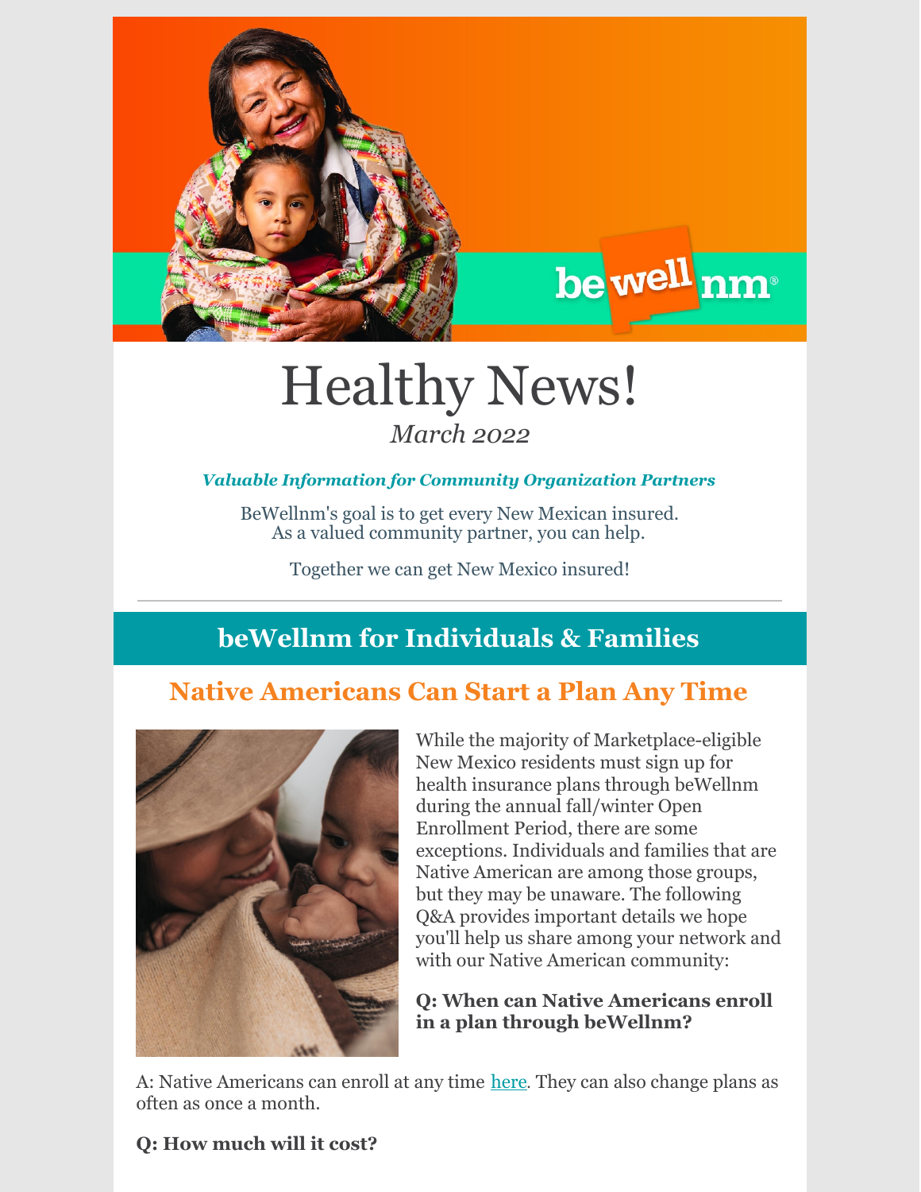# Healthy News!

*March 2022*

***Valuable Information for Community Organization Partners***

BeWellnm's goal is to get every New Mexican insured.
As a valued community partner, you can help.

Together we can get New Mexico insured!

---

## beWellnm for Individuals & Families

### Native Americans Can Start a Plan Any Time

While the majority of Marketplace-eligible New Mexico residents must sign up for health insurance plans through beWellnm during the annual fall/winter Open Enrollment Period, there are some exceptions. Individuals and families that are Native American are among those groups, but they may be unaware. The following Q&A provides important details we hope you'll help us share among your network and with our Native American community:

**Q: When can Native Americans enroll in a plan through beWellnm?**

A: Native Americans can enroll at any time [here](). They can also change plans as often as once a month.

**Q: How much will it cost?**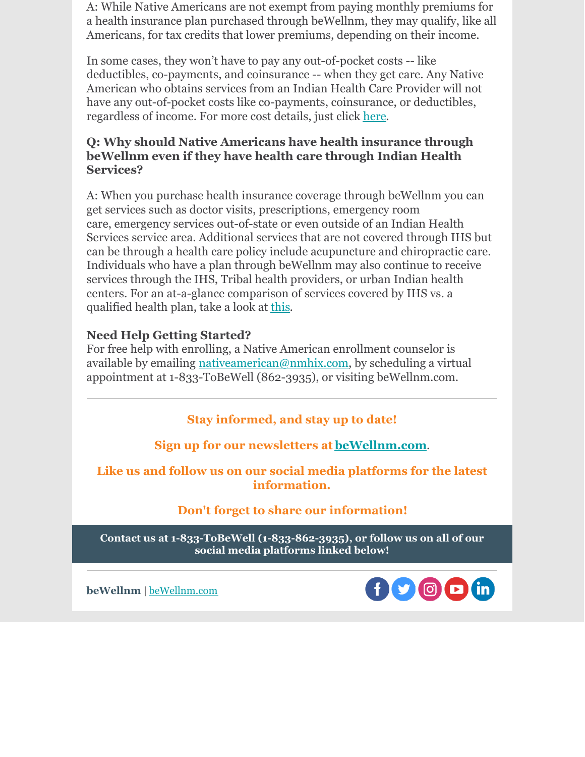A: While Native Americans are not exempt from paying monthly premiums for a health insurance plan purchased through beWellnm, they may qualify, like all Americans, for tax credits that lower premiums, depending on their income.

In some cases, they won't have to pay any out-of-pocket costs -- like deductibles, co-payments, and coinsurance -- when they get care. Any Native American who obtains services from an Indian Health Care Provider will not have any out-of-pocket costs like co-payments, coinsurance, or deductibles, regardless of income. For more cost details, just click here.

**Q: Why should Native Americans have health insurance through beWellnm even if they have health care through Indian Health Services?**

A: When you purchase health insurance coverage through beWellnm you can get services such as doctor visits, prescriptions, emergency room care, emergency services out-of-state or even outside of an Indian Health Services service area. Additional services that are not covered through IHS but can be through a health care policy include acupuncture and chiropractic care. Individuals who have a plan through beWellnm may also continue to receive services through the IHS, Tribal health providers, or urban Indian health centers. For an at-a-glance comparison of services covered by IHS vs. a qualified health plan, take a look at this.

**Need Help Getting Started?**
For free help with enrolling, a Native American enrollment counselor is available by emailing nativeamerican@nmhix.com, by scheduling a virtual appointment at 1-833-ToBeWell (862-3935), or visiting beWellnm.com.

---

**Stay informed, and stay up to date!**

**Sign up for our newsletters at beWellnm.com.**

**Like us and follow us on our social media platforms for the latest information.**

**Don't forget to share our information!**

**Contact us at 1-833-ToBeWell (1-833-862-3935), or follow us on all of our social media platforms linked below!**

---

**beWellnm** | beWellnm.com